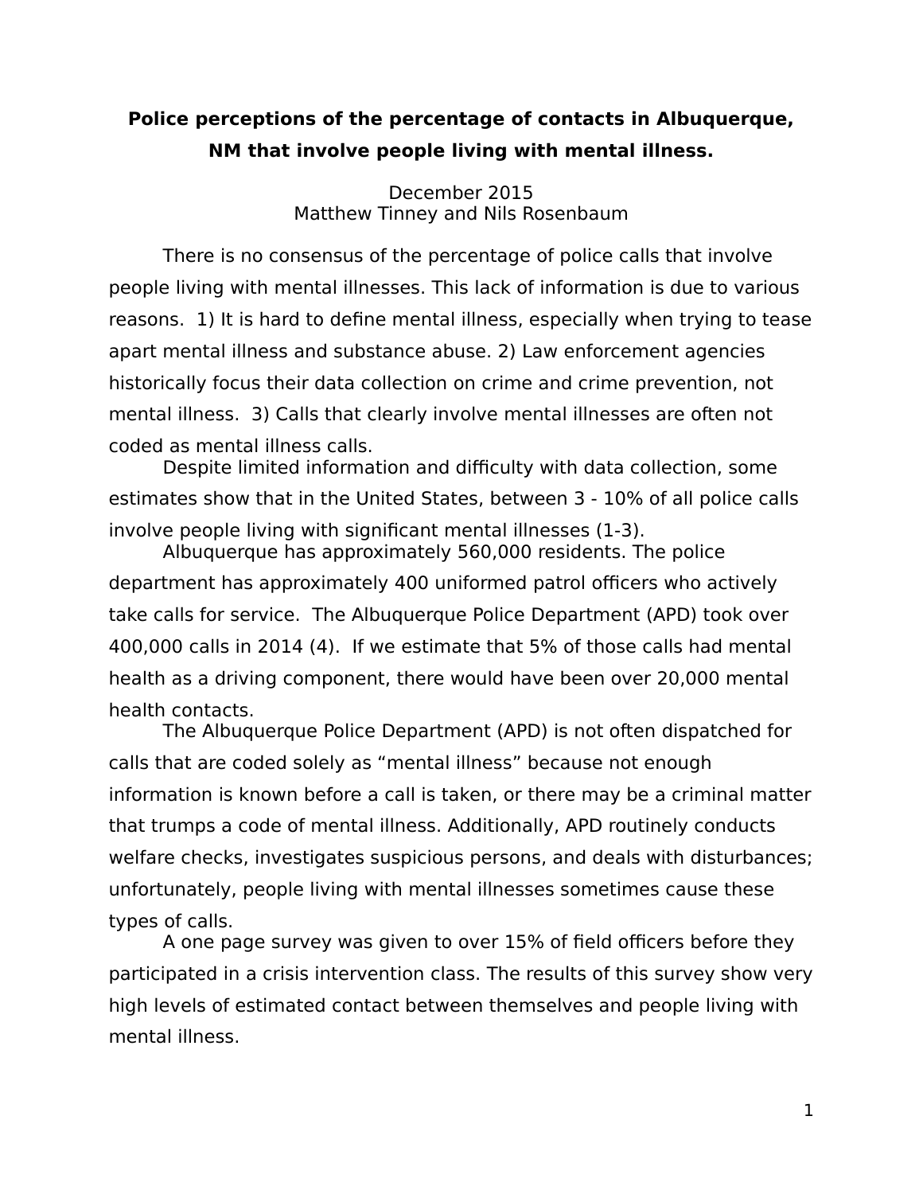# Police perceptions of the percentage of contacts in Albuquerque, NM that involve people living with mental illness.

December 2015
Matthew Tinney and Nils Rosenbaum

There is no consensus of the percentage of police calls that involve people living with mental illnesses. This lack of information is due to various reasons. 1) It is hard to define mental illness, especially when trying to tease apart mental illness and substance abuse. 2) Law enforcement agencies historically focus their data collection on crime and crime prevention, not mental illness. 3) Calls that clearly involve mental illnesses are often not coded as mental illness calls.

Despite limited information and difficulty with data collection, some estimates show that in the United States, between 3 - 10% of all police calls involve people living with significant mental illnesses (1-3).

Albuquerque has approximately 560,000 residents. The police department has approximately 400 uniformed patrol officers who actively take calls for service. The Albuquerque Police Department (APD) took over 400,000 calls in 2014 (4). If we estimate that 5% of those calls had mental health as a driving component, there would have been over 20,000 mental health contacts.

The Albuquerque Police Department (APD) is not often dispatched for calls that are coded solely as "mental illness" because not enough information is known before a call is taken, or there may be a criminal matter that trumps a code of mental illness. Additionally, APD routinely conducts welfare checks, investigates suspicious persons, and deals with disturbances; unfortunately, people living with mental illnesses sometimes cause these types of calls.

A one page survey was given to over 15% of field officers before they participated in a crisis intervention class. The results of this survey show very high levels of estimated contact between themselves and people living with mental illness.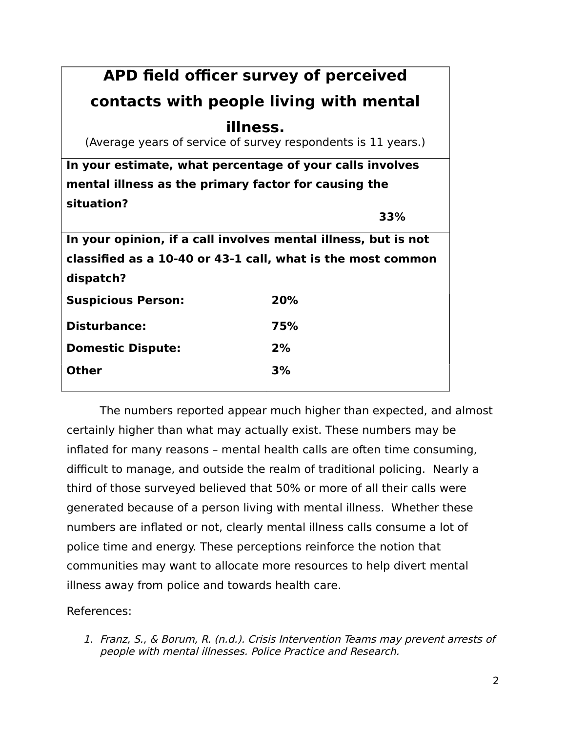| APD field officer survey of perceived contacts with people living with mental illness. (Average years of service of survey respondents is 11 years.) | |
|---|---|
| **In your estimate, what percentage of your calls involves mental illness as the primary factor for causing the situation?** | **33%** |
| **In your opinion, if a call involves mental illness, but is not classified as a 10-40 or 43-1 call, what is the most common dispatch?** | |
| **Suspicious Person:** | **20%** |
| **Disturbance:** | **75%** |
| **Domestic Dispute:** | **2%** |
| **Other** | **3%** |

The numbers reported appear much higher than expected, and almost certainly higher than what may actually exist. These numbers may be inflated for many reasons – mental health calls are often time consuming, difficult to manage, and outside the realm of traditional policing. Nearly a third of those surveyed believed that 50% or more of all their calls were generated because of a person living with mental illness. Whether these numbers are inflated or not, clearly mental illness calls consume a lot of police time and energy. These perceptions reinforce the notion that communities may want to allocate more resources to help divert mental illness away from police and towards health care.

References:

1. *Franz, S., & Borum, R. (n.d.). Crisis Intervention Teams may prevent arrests of people with mental illnesses. Police Practice and Research.*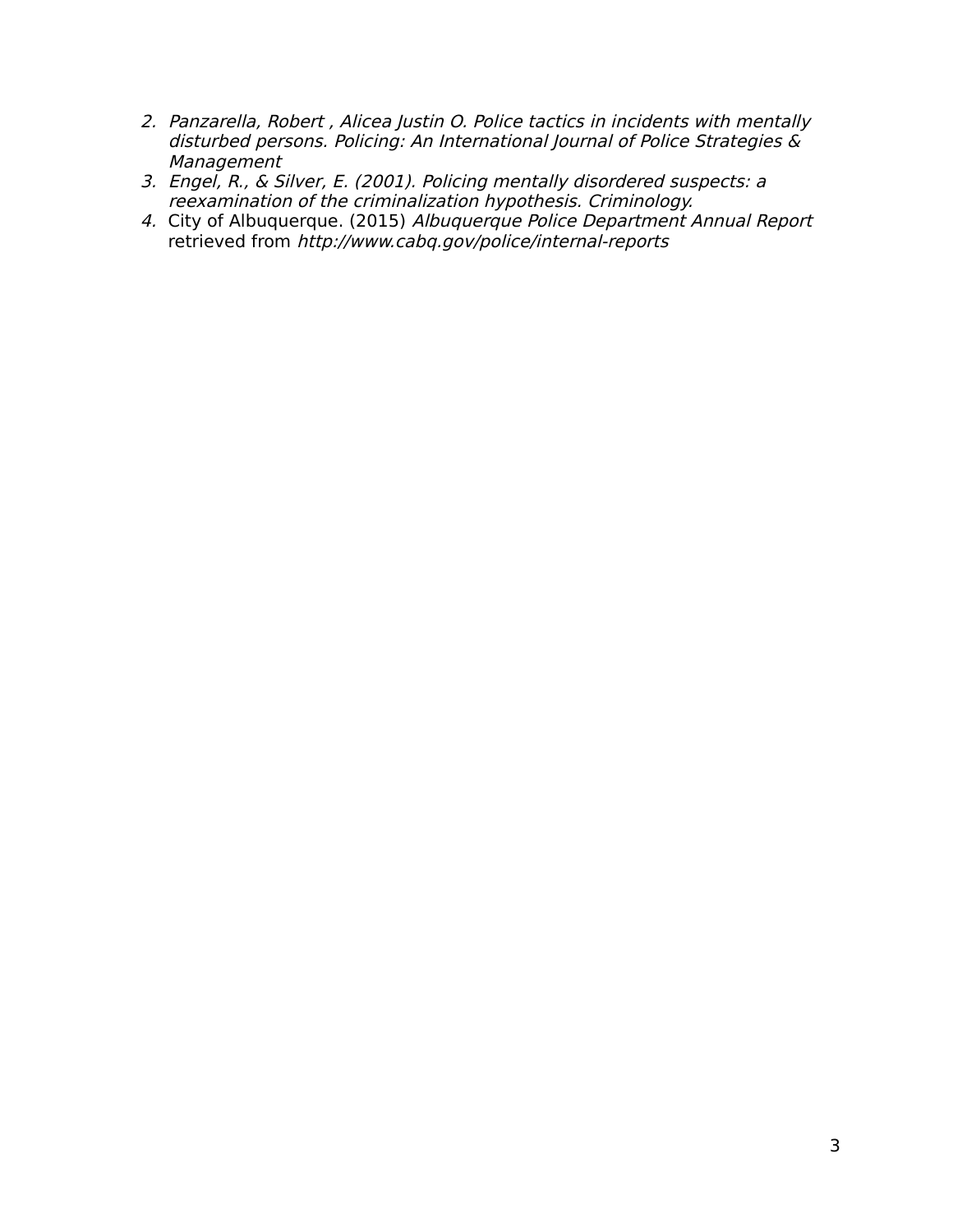2. *Panzarella, Robert , Alicea Justin O. Police tactics in incidents with mentally disturbed persons. Policing: An International Journal of Police Strategies & Management*
3. *Engel, R., & Silver, E. (2001). Policing mentally disordered suspects: a reexamination of the criminalization hypothesis. Criminology.*
4. City of Albuquerque. (2015) *Albuquerque Police Department Annual Report* retrieved from *http://www.cabq.gov/police/internal-reports*